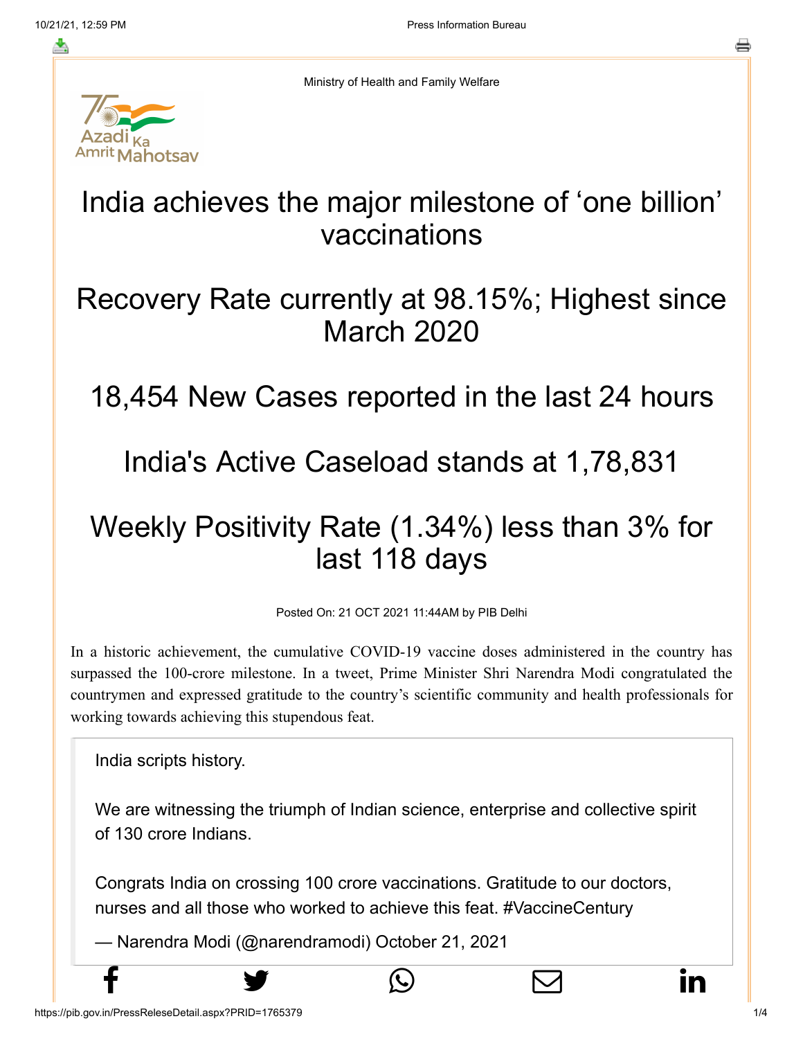Ministry of Health and Family Welfare

# India achieves the major milestone of 'one billion' vaccinations

# Recovery Rate currently at 98.15%; Highest since March 2020

# 18,454 New Cases reported in the last 24 hours

# India's Active Caseload stands at 1,78,831

# Weekly Positivity Rate (1.34%) less than 3% for last 118 days

Posted On: 21 OCT 2021 11:44AM by PIB Delhi

In a historic achievement, the cumulative COVID-19 vaccine doses administered in the country has surpassed the 100-crore milestone. In a tweet, Prime Minister Shri Narendra Modi congratulated the countrymen and expressed gratitude to the country's scientific community and health professionals for working towards achieving this stupendous feat.

> India scripts history.
>
> We are witnessing the triumph of Indian science, enterprise and collective spirit of 130 crore Indians.
>
> Congrats India on crossing 100 crore vaccinations. Gratitude to our doctors, nurses and all those who worked to achieve this feat. #VaccineCentury
>
> — Narendra Modi (@narendramodi) October 21, 2021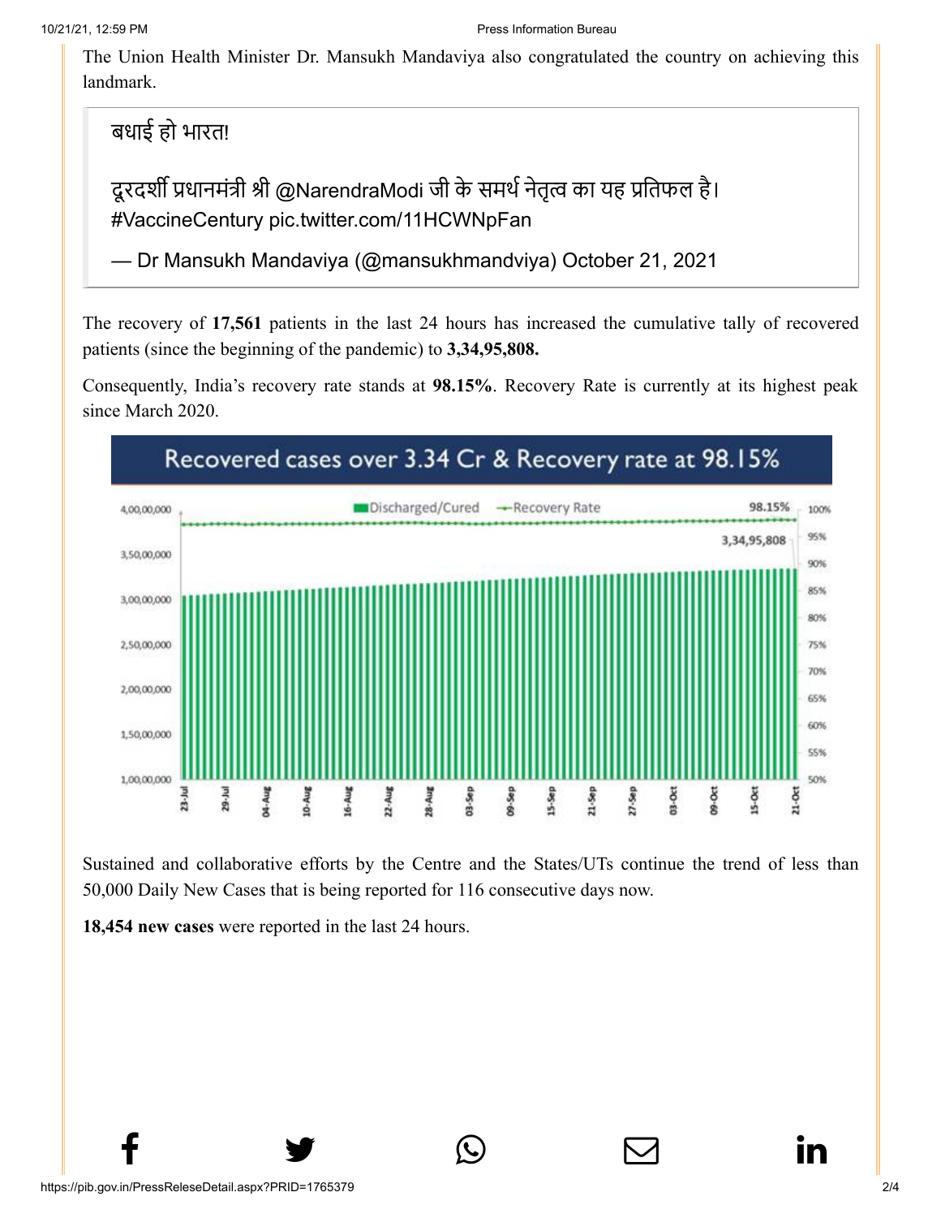The Union Health Minister Dr. Mansukh Mandaviya also congratulated the country on achieving this landmark.

> बधाई हो भारत!
>
> दूरदर्शी प्रधानमंत्री श्री @NarendraModi जी के समर्थ नेतृत्व का यह प्रतिफल है। #VaccineCentury pic.twitter.com/11HCWNpFan
>
> — Dr Mansukh Mandaviya (@mansukhmandviya) October 21, 2021

The recovery of **17,561** patients in the last 24 hours has increased the cumulative tally of recovered patients (since the beginning of the pandemic) to **3,34,95,808.**

Consequently, India's recovery rate stands at **98.15%**. Recovery Rate is currently at its highest peak since March 2020.

Recovered cases over 3.34 Cr & Recovery rate at 98.15%

Sustained and collaborative efforts by the Centre and the States/UTs continue the trend of less than 50,000 Daily New Cases that is being reported for 116 consecutive days now.

**18,454 new cases** were reported in the last 24 hours.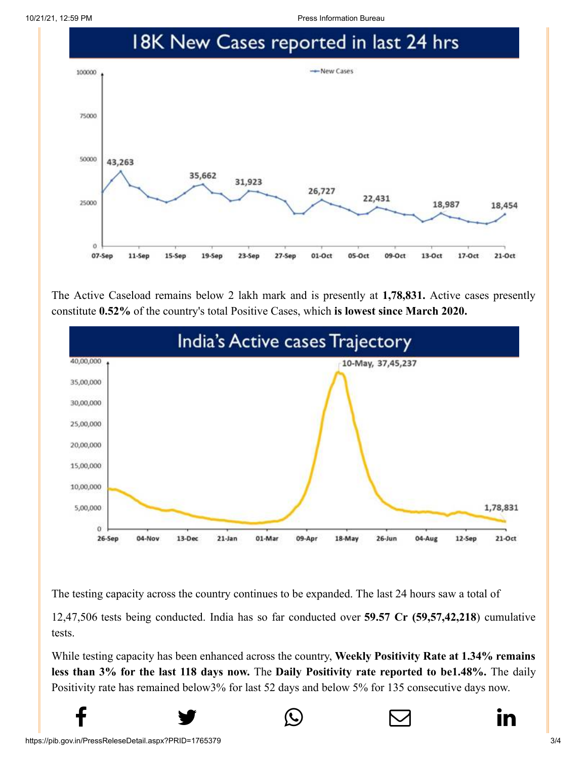## 18K New Cases reported in last 24 hrs

The Active Caseload remains below 2 lakh mark and is presently at **1,78,831.** Active cases presently constitute **0.52%** of the country's total Positive Cases, which **is lowest since March 2020.**

## India's Active cases Trajectory

The testing capacity across the country continues to be expanded. The last 24 hours saw a total of

12,47,506 tests being conducted. India has so far conducted over **59.57 Cr (59,57,42,218**) cumulative tests.

While testing capacity has been enhanced across the country, **Weekly Positivity Rate at 1.34% remains less than 3% for the last 118 days now.** The **Daily Positivity rate reported to be1.48%.** The daily Positivity rate has remained below3% for last 52 days and below 5% for 135 consecutive days now.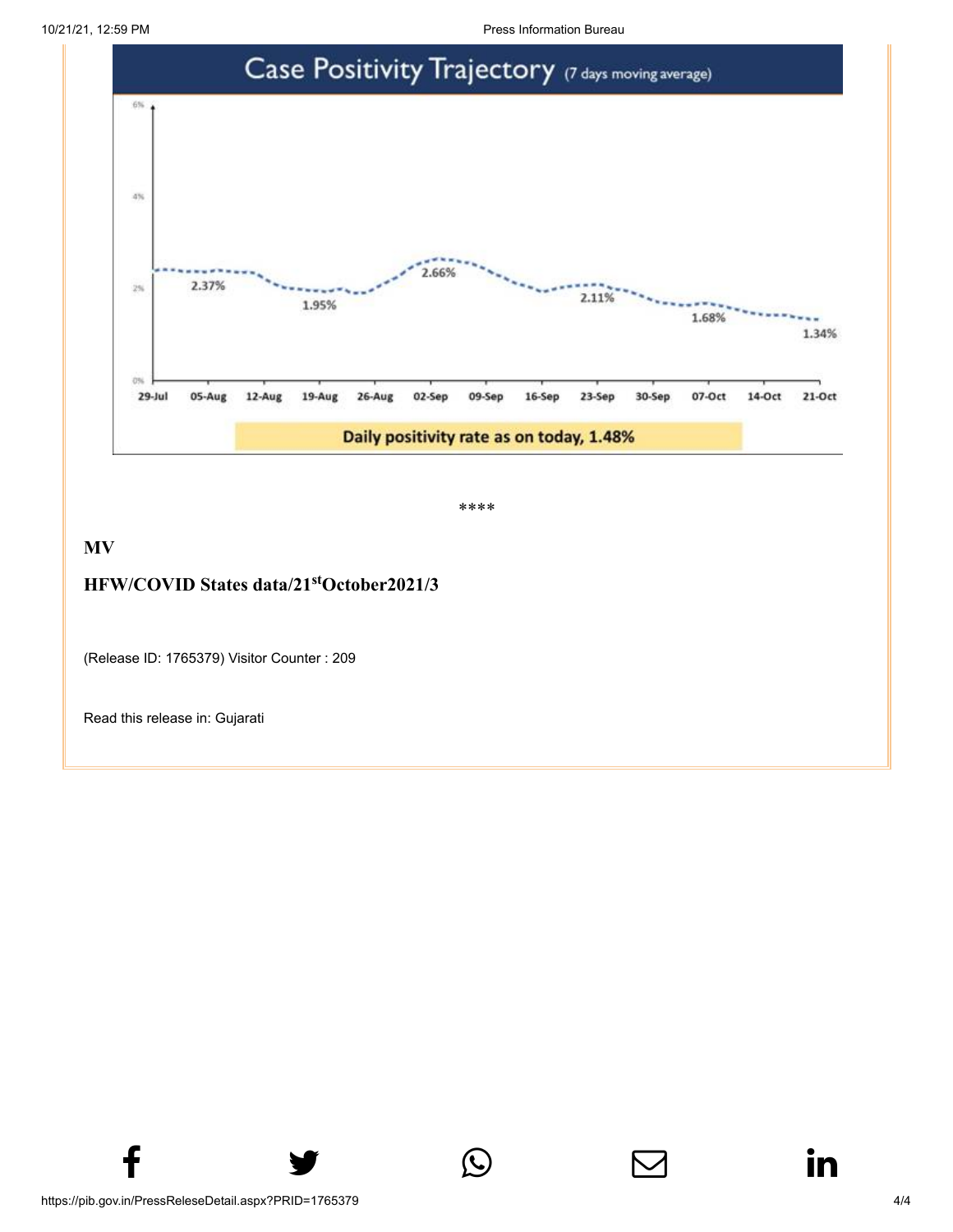Case Positivity Trajectory (7 days moving average)

6%
4%
2%
0%

2.37%
1.95%
2.66%
2.11%
1.68%
1.34%

29-Jul 05-Aug 12-Aug 19-Aug 26-Aug 02-Sep 09-Sep 16-Sep 23-Sep 30-Sep 07-Oct 14-Oct 21-Oct

Daily positivity rate as on today, 1.48%

****

**MV**

**HFW/COVID States data/21st October2021/3**

(Release ID: 1765379) Visitor Counter : 209

Read this release in: Gujarati